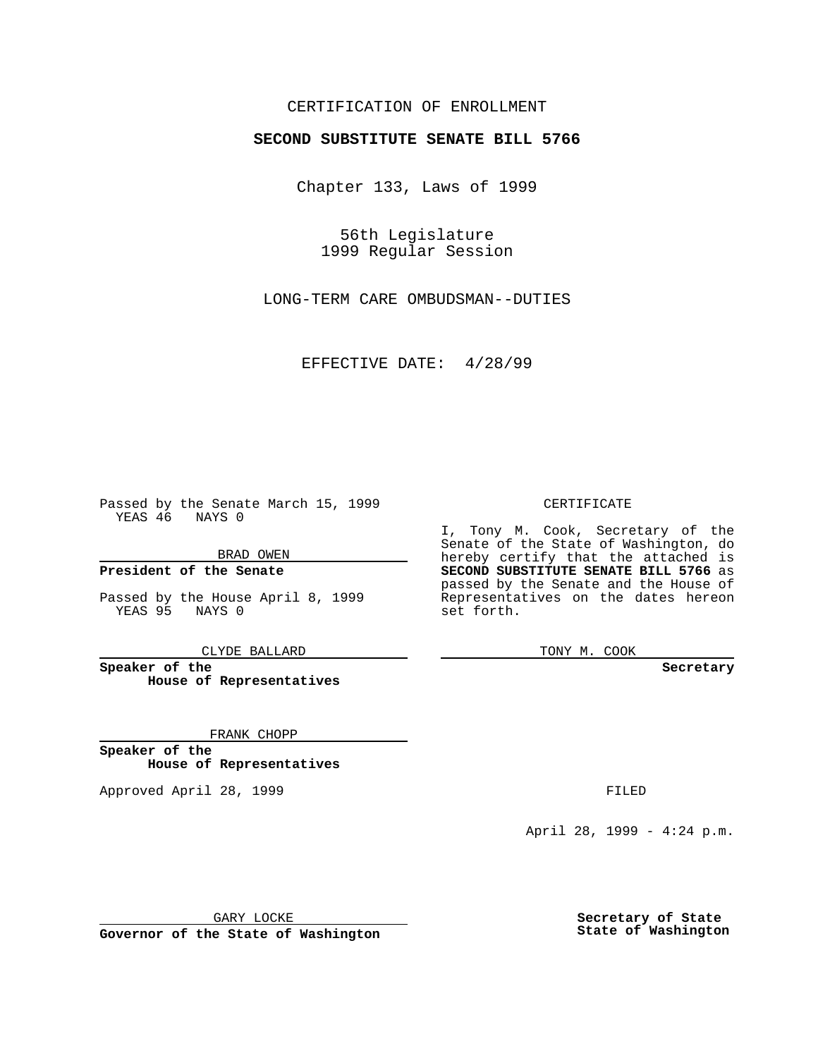CERTIFICATION OF ENROLLMENT

**SECOND SUBSTITUTE SENATE BILL 5766**

Chapter 133, Laws of 1999

56th Legislature
1999 Regular Session

LONG-TERM CARE OMBUDSMAN--DUTIES

EFFECTIVE DATE: 4/28/99

Passed by the Senate March 15, 1999
YEAS 46 NAYS 0

BRAD OWEN

**President of the Senate**

Passed by the House April 8, 1999
YEAS 95 NAYS 0

CLYDE BALLARD

**Speaker of the House of Representatives**

FRANK CHOPP

**Speaker of the House of Representatives**

Approved April 28, 1999

GARY LOCKE

**Governor of the State of Washington**

CERTIFICATE

I, Tony M. Cook, Secretary of the Senate of the State of Washington, do hereby certify that the attached is **SECOND SUBSTITUTE SENATE BILL 5766** as passed by the Senate and the House of Representatives on the dates hereon set forth.

TONY M. COOK

**Secretary**

FILED

April 28, 1999 - 4:24 p.m.

**Secretary of State**
**State of Washington**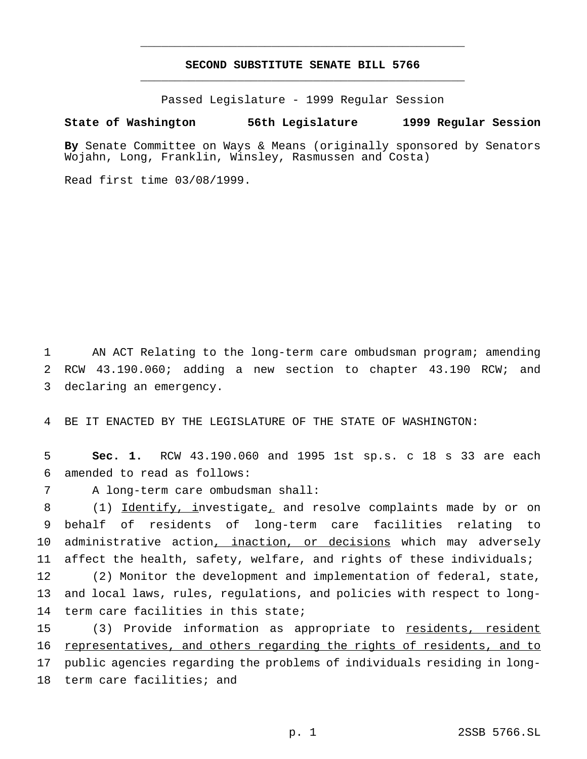# SECOND SUBSTITUTE SENATE BILL 5766

Passed Legislature - 1999 Regular Session

**State of Washington 56th Legislature 1999 Regular Session**

**By** Senate Committee on Ways & Means (originally sponsored by Senators Wojahn, Long, Franklin, Winsley, Rasmussen and Costa)

Read first time 03/08/1999.

AN ACT Relating to the long-term care ombudsman program; amending RCW 43.190.060; adding a new section to chapter 43.190 RCW; and declaring an emergency.

BE IT ENACTED BY THE LEGISLATURE OF THE STATE OF WASHINGTON:

**Sec. 1.** RCW 43.190.060 and 1995 1st sp.s. c 18 s 33 are each amended to read as follows:

A long-term care ombudsman shall:

(1) <u>Identify, i</u>nvestigate<u>,</u> and resolve complaints made by or on behalf of residents of long-term care facilities relating to administrative action<u>, inaction, or decisions</u> which may adversely affect the health, safety, welfare, and rights of these individuals;

(2) Monitor the development and implementation of federal, state, and local laws, rules, regulations, and policies with respect to long-term care facilities in this state;

(3) Provide information as appropriate to <u>residents, resident representatives, and others regarding the rights of residents, and to</u> public agencies regarding the problems of individuals residing in long-term care facilities; and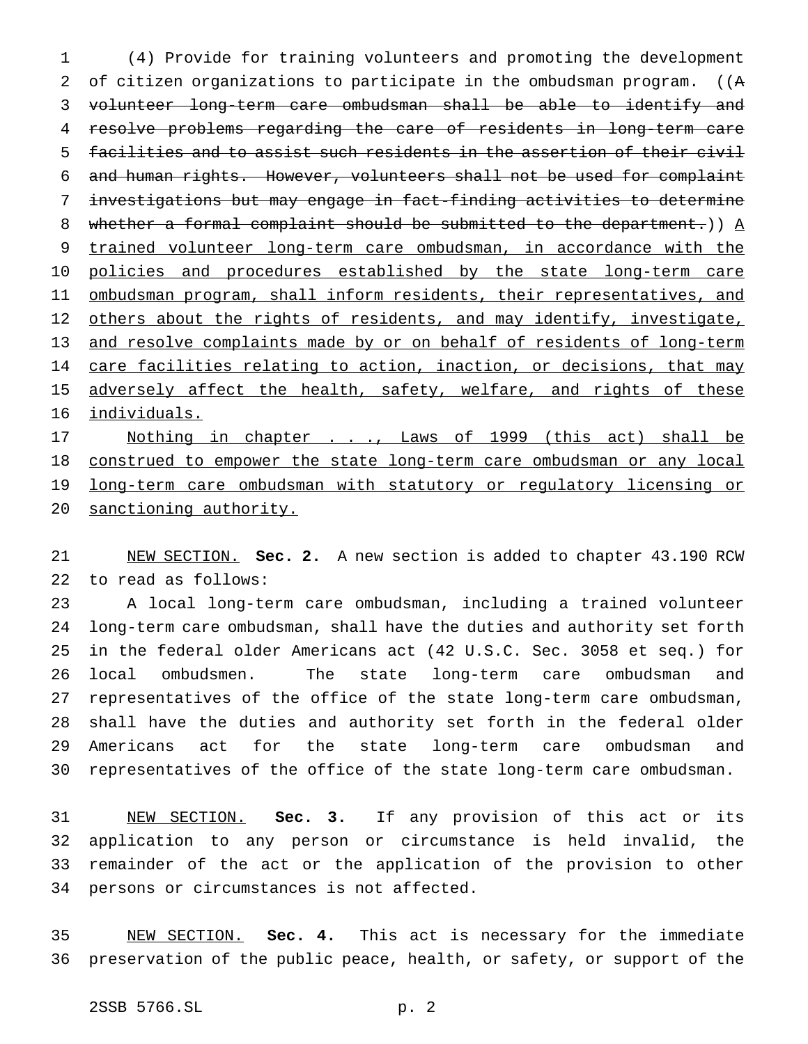(4) Provide for training volunteers and promoting the development of citizen organizations to participate in the ombudsman program. ((~~A volunteer long-term care ombudsman shall be able to identify and resolve problems regarding the care of residents in long-term care facilities and to assist such residents in the assertion of their civil and human rights. However, volunteers shall not be used for complaint investigations but may engage in fact-finding activities to determine whether a formal complaint should be submitted to the department.~~)) <u>A trained volunteer long-term care ombudsman, in accordance with the policies and procedures established by the state long-term care ombudsman program, shall inform residents, their representatives, and others about the rights of residents, and may identify, investigate, and resolve complaints made by or on behalf of residents of long-term care facilities relating to action, inaction, or decisions, that may adversely affect the health, safety, welfare, and rights of these individuals.</u>

<u>Nothing in chapter . . ., Laws of 1999 (this act) shall be construed to empower the state long-term care ombudsman or any local long-term care ombudsman with statutory or regulatory licensing or sanctioning authority.</u>

<u>NEW SECTION.</u> **Sec. 2.** A new section is added to chapter 43.190 RCW to read as follows:

A local long-term care ombudsman, including a trained volunteer long-term care ombudsman, shall have the duties and authority set forth in the federal older Americans act (42 U.S.C. Sec. 3058 et seq.) for local ombudsmen. The state long-term care ombudsman and representatives of the office of the state long-term care ombudsman, shall have the duties and authority set forth in the federal older Americans act for the state long-term care ombudsman and representatives of the office of the state long-term care ombudsman.

<u>NEW SECTION.</u> **Sec. 3.** If any provision of this act or its application to any person or circumstance is held invalid, the remainder of the act or the application of the provision to other persons or circumstances is not affected.

<u>NEW SECTION.</u> **Sec. 4.** This act is necessary for the immediate preservation of the public peace, health, or safety, or support of the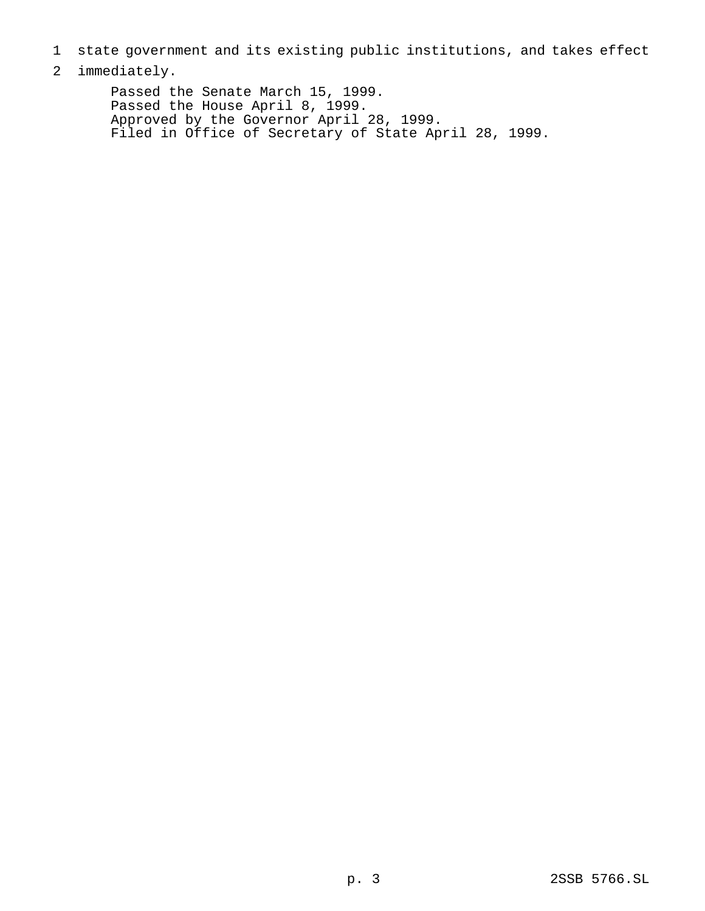state government and its existing public institutions, and takes effect immediately.

Passed the Senate March 15, 1999.
Passed the House April 8, 1999.
Approved by the Governor April 28, 1999.
Filed in Office of Secretary of State April 28, 1999.